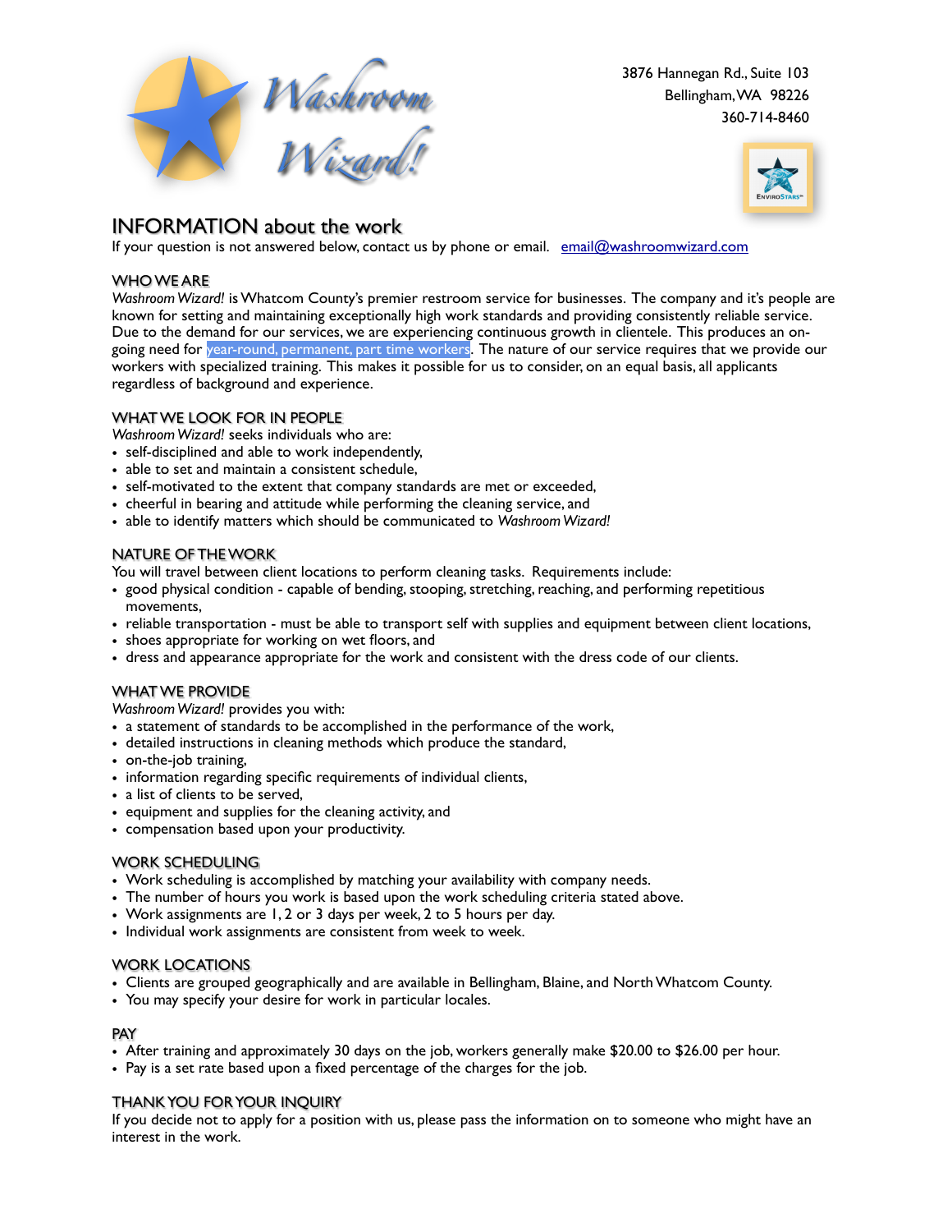Washroom Wizard!

3876 Hannegan Rd., Suite 103
Bellingham, WA 98226
360-714-8460

# INFORMATION about the work

If your question is not answered below, contact us by phone or email. [email@washroomwizard.com](mailto:email@washroomwizard.com)

## WHO WE ARE

*Washroom Wizard!* is Whatcom County's premier restroom service for businesses. The company and it's people are known for setting and maintaining exceptionally high work standards and providing consistently reliable service. Due to the demand for our services, we are experiencing continuous growth in clientele. This produces an on-going need for year-round, permanent, part time workers. The nature of our service requires that we provide our workers with specialized training. This makes it possible for us to consider, on an equal basis, all applicants regardless of background and experience.

## WHAT WE LOOK FOR IN PEOPLE

*Washroom Wizard!* seeks individuals who are:

- self-disciplined and able to work independently,
- able to set and maintain a consistent schedule,
- self-motivated to the extent that company standards are met or exceeded,
- cheerful in bearing and attitude while performing the cleaning service, and
- able to identify matters which should be communicated to *Washroom Wizard!*

## NATURE OF THE WORK

You will travel between client locations to perform cleaning tasks. Requirements include:

- good physical condition - capable of bending, stooping, stretching, reaching, and performing repetitious movements,
- reliable transportation - must be able to transport self with supplies and equipment between client locations,
- shoes appropriate for working on wet floors, and
- dress and appearance appropriate for the work and consistent with the dress code of our clients.

## WHAT WE PROVIDE

*Washroom Wizard!* provides you with:

- a statement of standards to be accomplished in the performance of the work,
- detailed instructions in cleaning methods which produce the standard,
- on-the-job training,
- information regarding specific requirements of individual clients,
- a list of clients to be served,
- equipment and supplies for the cleaning activity, and
- compensation based upon your productivity.

## WORK SCHEDULING

- Work scheduling is accomplished by matching your availability with company needs.
- The number of hours you work is based upon the work scheduling criteria stated above.
- Work assignments are 1, 2 or 3 days per week, 2 to 5 hours per day.
- Individual work assignments are consistent from week to week.

## WORK LOCATIONS

- Clients are grouped geographically and are available in Bellingham, Blaine, and North Whatcom County.
- You may specify your desire for work in particular locales.

## PAY

- After training and approximately 30 days on the job, workers generally make $20.00 to $26.00 per hour.
- Pay is a set rate based upon a fixed percentage of the charges for the job.

## THANK YOU FOR YOUR INQUIRY

If you decide not to apply for a position with us, please pass the information on to someone who might have an interest in the work.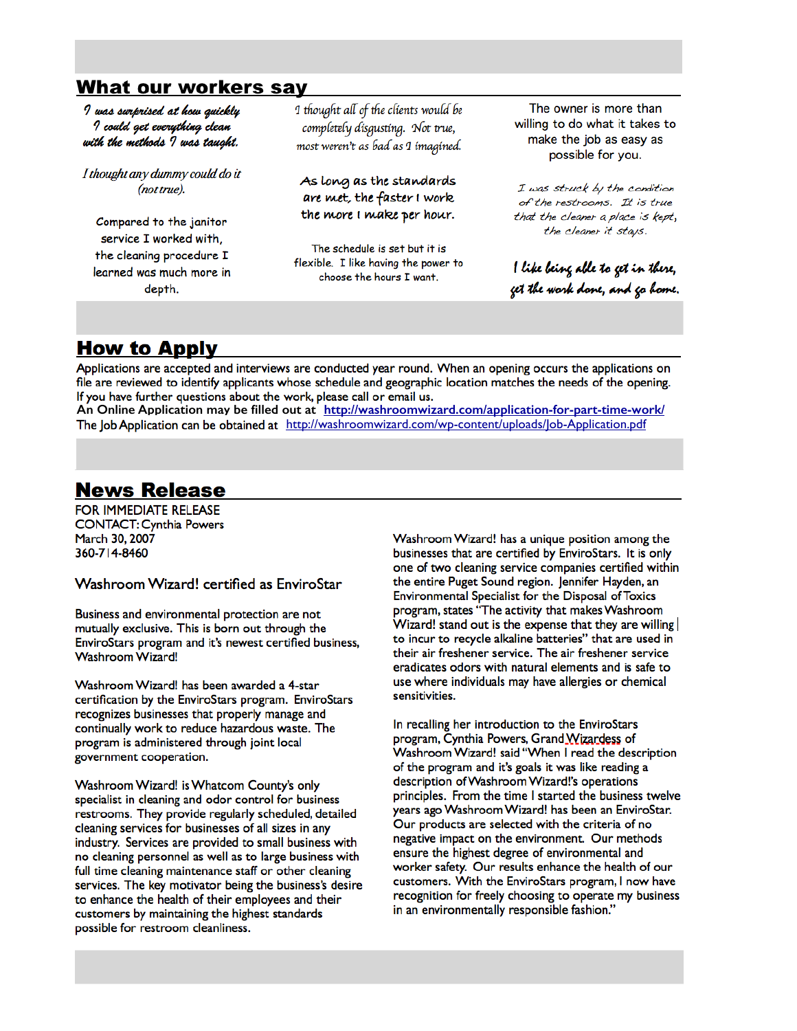## What our workers say

*I was surprised at how quickly I could get everything clean with the methods I was taught.*

*I thought any dummy could do it (not true).*

Compared to the janitor service I worked with, the cleaning procedure I learned was much more in depth.

*I thought all of the clients would be completely disgusting. Not true, most weren't as bad as I imagined.*

As long as the standards are met, the faster I work the more I make per hour.

The schedule is set but it is flexible. I like having the power to choose the hours I want.

The owner is more than willing to do what it takes to make the job as easy as possible for you.

*I was struck by the condition of the restrooms. It is true that the cleaner a place is kept, the cleaner it stays.*

*I like being able to get in there, get the work done, and go home.*

## How to Apply

Applications are accepted and interviews are conducted year round. When an opening occurs the applications on file are reviewed to identify applicants whose schedule and geographic location matches the needs of the opening. If you have further questions about the work, please call or email us.

An Online Application may be filled out at http://washroomwizard.com/application-for-part-time-work/

The Job Application can be obtained at http://washroomwizard.com/wp-content/uploads/Job-Application.pdf

## News Release

FOR IMMEDIATE RELEASE
CONTACT: Cynthia Powers
March 30, 2007
360-714-8460

### Washroom Wizard! certified as EnviroStar

Business and environmental protection are not mutually exclusive. This is born out through the EnviroStars program and it's newest certified business, Washroom Wizard!

Washroom Wizard! has been awarded a 4-star certification by the EnviroStars program. EnviroStars recognizes businesses that properly manage and continually work to reduce hazardous waste. The program is administered through joint local government cooperation.

Washroom Wizard! is Whatcom County's only specialist in cleaning and odor control for business restrooms. They provide regularly scheduled, detailed cleaning services for businesses of all sizes in any industry. Services are provided to small business with no cleaning personnel as well as to large business with full time cleaning maintenance staff or other cleaning services. The key motivator being the business's desire to enhance the health of their employees and their customers by maintaining the highest standards possible for restroom cleanliness.

Washroom Wizard! has a unique position among the businesses that are certified by EnviroStars. It is only one of two cleaning service companies certified within the entire Puget Sound region. Jennifer Hayden, an Environmental Specialist for the Disposal of Toxics program, states "The activity that makes Washroom Wizard! stand out is the expense that they are willing to incur to recycle alkaline batteries" that are used in their air freshener service. The air freshener service eradicates odors with natural elements and is safe to use where individuals may have allergies or chemical sensitivities.

In recalling her introduction to the EnviroStars program, Cynthia Powers, Grand Wizardess of Washroom Wizard! said "When I read the description of the program and it's goals it was like reading a description of Washroom Wizard!'s operations principles. From the time I started the business twelve years ago Washroom Wizard! has been an EnviroStar. Our products are selected with the criteria of no negative impact on the environment. Our methods ensure the highest degree of environmental and worker safety. Our results enhance the health of our customers. With the EnviroStars program, I now have recognition for freely choosing to operate my business in an environmentally responsible fashion."